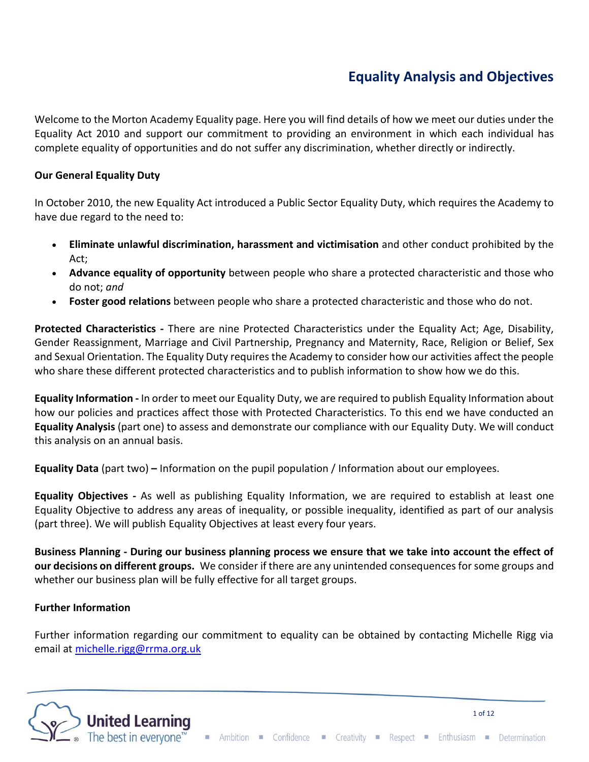# Equality Analysis and Objectives

Welcome to the Morton Academy Equality page. Here you will find details of how we meet our duties under the Equality Act 2010 and support our commitment to providing an environment in which each individual has complete equality of opportunities and do not suffer any discrimination, whether directly or indirectly.

**Our General Equality Duty**

In October 2010, the new Equality Act introduced a Public Sector Equality Duty, which requires the Academy to have due regard to the need to:

- **Eliminate unlawful discrimination, harassment and victimisation** and other conduct prohibited by the Act;
- **Advance equality of opportunity** between people who share a protected characteristic and those who do not; *and*
- **Foster good relations** between people who share a protected characteristic and those who do not.

**Protected Characteristics -** There are nine Protected Characteristics under the Equality Act; Age, Disability, Gender Reassignment, Marriage and Civil Partnership, Pregnancy and Maternity, Race, Religion or Belief, Sex and Sexual Orientation. The Equality Duty requires the Academy to consider how our activities affect the people who share these different protected characteristics and to publish information to show how we do this.

**Equality Information -** In order to meet our Equality Duty, we are required to publish Equality Information about how our policies and practices affect those with Protected Characteristics. To this end we have conducted an **Equality Analysis** (part one) to assess and demonstrate our compliance with our Equality Duty. We will conduct this analysis on an annual basis.

**Equality Data** (part two) **–** Information on the pupil population / Information about our employees.

**Equality Objectives -** As well as publishing Equality Information, we are required to establish at least one Equality Objective to address any areas of inequality, or possible inequality, identified as part of our analysis (part three). We will publish Equality Objectives at least every four years.

**Business Planning - During our business planning process we ensure that we take into account the effect of our decisions on different groups.** We consider if there are any unintended consequences for some groups and whether our business plan will be fully effective for all target groups.

**Further Information**

Further information regarding our commitment to equality can be obtained by contacting Michelle Rigg via email at michelle.rigg@rrma.org.uk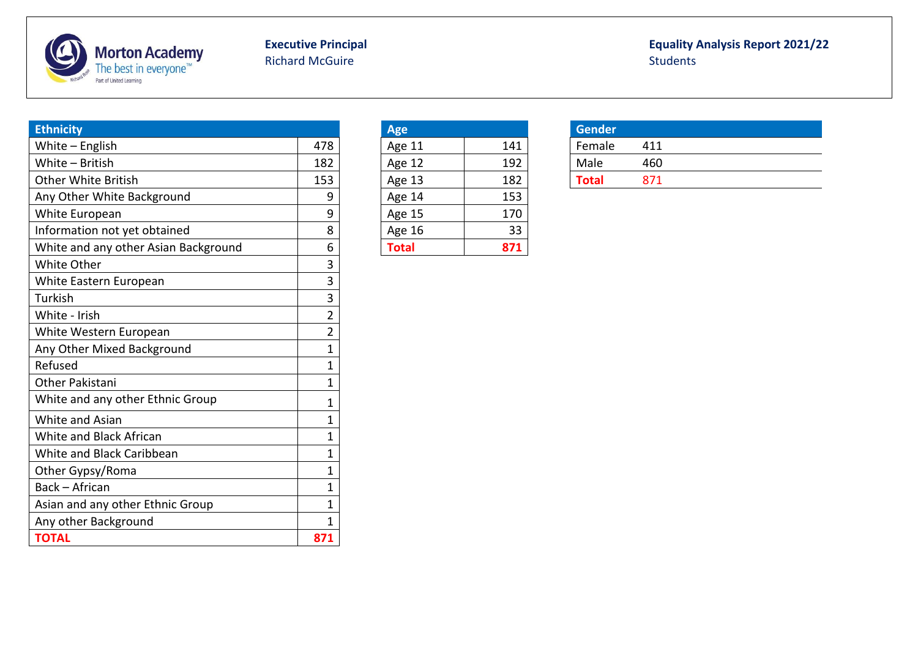**Morton Academy** The best in everyone™ Part of United Learning

**Executive Principal**
Richard McGuire

**Equality Analysis Report 2021/22**
Students

| Ethnicity | |
|---|---|
| White – English | 478 |
| White – British | 182 |
| Other White British | 153 |
| Any Other White Background | 9 |
| White European | 9 |
| Information not yet obtained | 8 |
| White and any other Asian Background | 6 |
| White Other | 3 |
| White Eastern European | 3 |
| Turkish | 3 |
| White - Irish | 2 |
| White Western European | 2 |
| Any Other Mixed Background | 1 |
| Refused | 1 |
| Other Pakistani | 1 |
| White and any other Ethnic Group | 1 |
| White and Asian | 1 |
| White and Black African | 1 |
| White and Black Caribbean | 1 |
| Other Gypsy/Roma | 1 |
| Back – African | 1 |
| Asian and any other Ethnic Group | 1 |
| Any other Background | 1 |
| **TOTAL** | **871** |

| Age | |
|---|---|
| Age 11 | 141 |
| Age 12 | 192 |
| Age 13 | 182 |
| Age 14 | 153 |
| Age 15 | 170 |
| Age 16 | 33 |
| **Total** | **871** |

| Gender | |
|---|---|
| Female | 411 |
| Male | 460 |
| **Total** | 871 |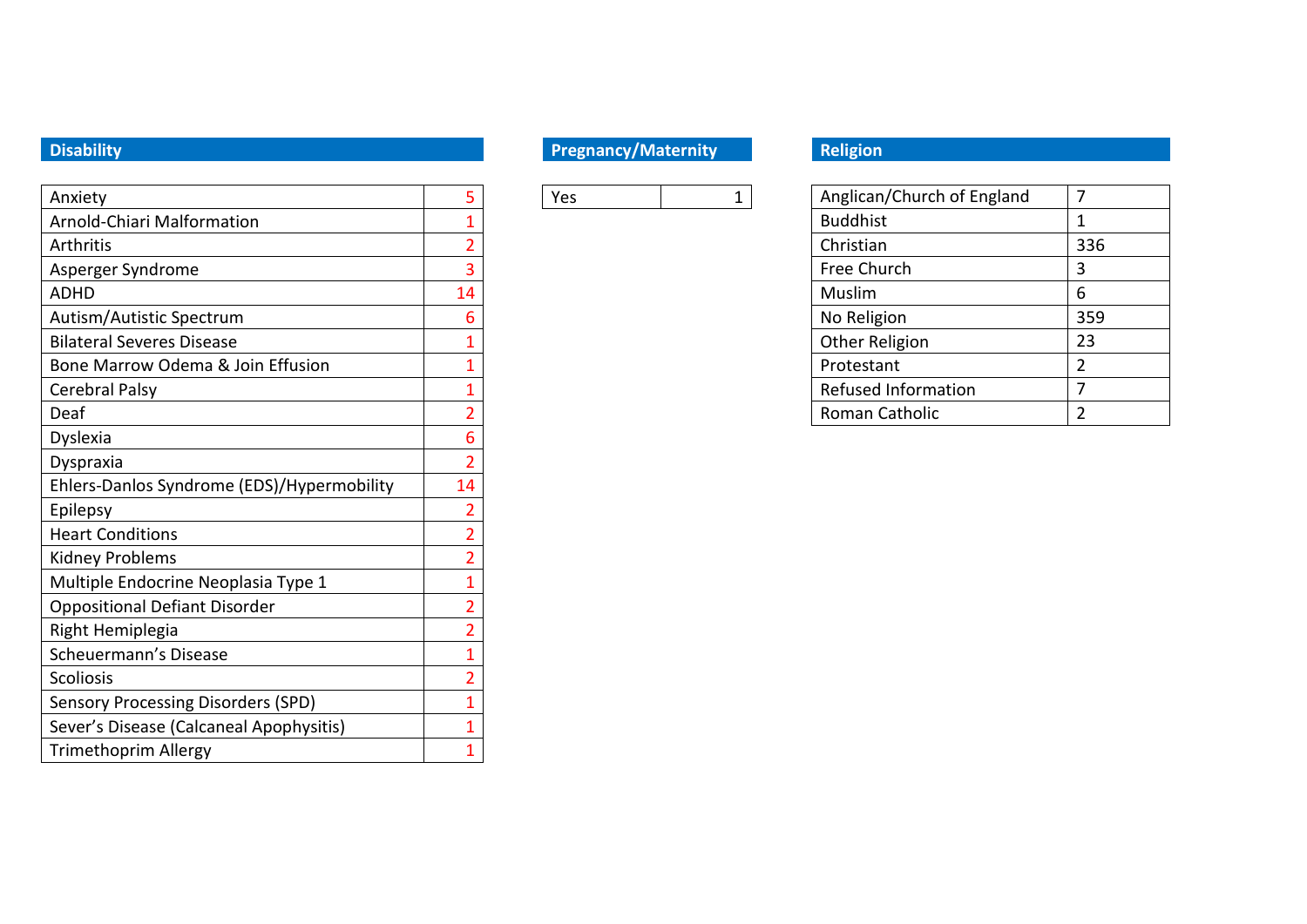## Disability

| Disability | Count |
| --- | --- |
| Anxiety | 5 |
| Arnold-Chiari Malformation | 1 |
| Arthritis | 2 |
| Asperger Syndrome | 3 |
| ADHD | 14 |
| Autism/Autistic Spectrum | 6 |
| Bilateral Severes Disease | 1 |
| Bone Marrow Odema & Join Effusion | 1 |
| Cerebral Palsy | 1 |
| Deaf | 2 |
| Dyslexia | 6 |
| Dyspraxia | 2 |
| Ehlers-Danlos Syndrome (EDS)/Hypermobility | 14 |
| Epilepsy | 2 |
| Heart Conditions | 2 |
| Kidney Problems | 2 |
| Multiple Endocrine Neoplasia Type 1 | 1 |
| Oppositional Defiant Disorder | 2 |
| Right Hemiplegia | 2 |
| Scheuermann’s Disease | 1 |
| Scoliosis | 2 |
| Sensory Processing Disorders (SPD) | 1 |
| Sever’s Disease (Calcaneal Apophysitis) | 1 |
| Trimethoprim Allergy | 1 |

## Pregnancy/Maternity

| Pregnancy/Maternity | Count |
| --- | --- |
| Yes | 1 |

## Religion

| Religion | Count |
| --- | --- |
| Anglican/Church of England | 7 |
| Buddhist | 1 |
| Christian | 336 |
| Free Church | 3 |
| Muslim | 6 |
| No Religion | 359 |
| Other Religion | 23 |
| Protestant | 2 |
| Refused Information | 7 |
| Roman Catholic | 2 |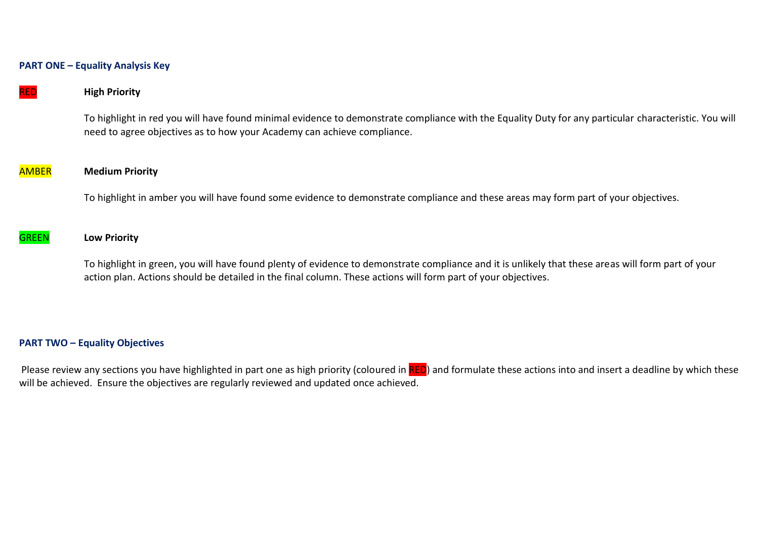**PART ONE – Equality Analysis Key**

RED **High Priority**

To highlight in red you will have found minimal evidence to demonstrate compliance with the Equality Duty for any particular characteristic. You will need to agree objectives as to how your Academy can achieve compliance.

AMBER **Medium Priority**

To highlight in amber you will have found some evidence to demonstrate compliance and these areas may form part of your objectives.

GREEN **Low Priority**

To highlight in green, you will have found plenty of evidence to demonstrate compliance and it is unlikely that these areas will form part of your action plan. Actions should be detailed in the final column. These actions will form part of your objectives.

**PART TWO – Equality Objectives**

Please review any sections you have highlighted in part one as high priority (coloured in RED) and formulate these actions into and insert a deadline by which these will be achieved. Ensure the objectives are regularly reviewed and updated once achieved.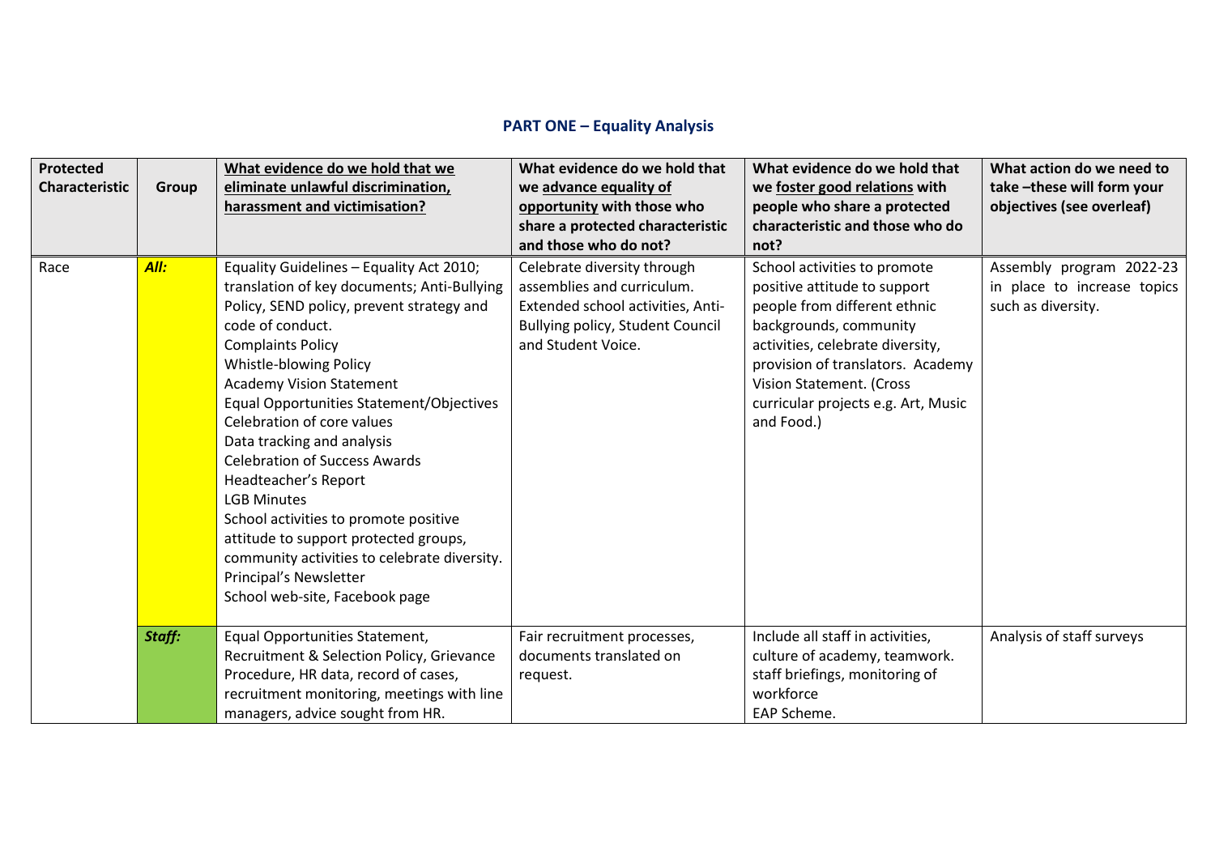## PART ONE – Equality Analysis

| Protected Characteristic | Group | What evidence do we hold that we eliminate unlawful discrimination, harassment and victimisation? | What evidence do we hold that we advance equality of opportunity with those who share a protected characteristic and those who do not? | What evidence do we hold that we foster good relations with people who share a protected characteristic and those who do not? | What action do we need to take –these will form your objectives (see overleaf) |
|---|---|---|---|---|---|
| Race | ***All:*** | Equality Guidelines – Equality Act 2010; translation of key documents; Anti-Bullying Policy, SEND policy, prevent strategy and code of conduct.<br>Complaints Policy<br>Whistle-blowing Policy<br>Academy Vision Statement<br>Equal Opportunities Statement/Objectives<br>Celebration of core values<br>Data tracking and analysis<br>Celebration of Success Awards<br>Headteacher's Report<br>LGB Minutes<br>School activities to promote positive attitude to support protected groups, community activities to celebrate diversity.<br>Principal's Newsletter<br>School web-site, Facebook page | Celebrate diversity through assemblies and curriculum. Extended school activities, Anti-Bullying policy, Student Council and Student Voice. | School activities to promote positive attitude to support people from different ethnic backgrounds, community activities, celebrate diversity, provision of translators. Academy Vision Statement. (Cross curricular projects e.g. Art, Music and Food.) | Assembly program 2022-23 in place to increase topics such as diversity. |
| | ***Staff:*** | Equal Opportunities Statement, Recruitment & Selection Policy, Grievance Procedure, HR data, record of cases, recruitment monitoring, meetings with line managers, advice sought from HR. | Fair recruitment processes, documents translated on request. | Include all staff in activities, culture of academy, teamwork. staff briefings, monitoring of workforce<br>EAP Scheme. | Analysis of staff surveys |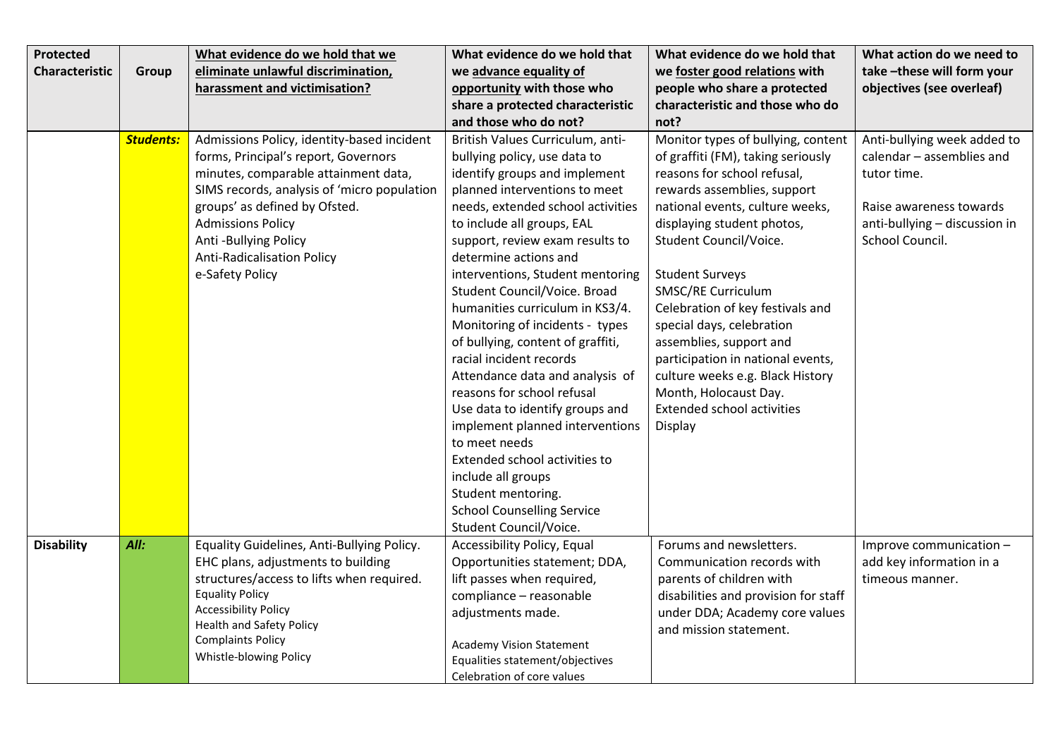| Protected Characteristic | Group | What evidence do we hold that we eliminate unlawful discrimination, harassment and victimisation? | What evidence do we hold that we advance equality of opportunity with those who share a protected characteristic and those who do not? | What evidence do we hold that we foster good relations with people who share a protected characteristic and those who do not? | What action do we need to take –these will form your objectives (see overleaf) |
|---|---|---|---|---|---|
| | ***Students:*** | Admissions Policy, identity-based incident forms, Principal's report, Governors minutes, comparable attainment data, SIMS records, analysis of 'micro population groups' as defined by Ofsted.<br>Admissions Policy<br>Anti -Bullying Policy<br>Anti-Radicalisation Policy<br>e-Safety Policy | British Values Curriculum, anti-bullying policy, use data to identify groups and implement planned interventions to meet needs, extended school activities to include all groups, EAL support, review exam results to determine actions and interventions, Student mentoring Student Council/Voice. Broad humanities curriculum in KS3/4.<br>Monitoring of incidents - types of bullying, content of graffiti, racial incident records<br>Attendance data and analysis of reasons for school refusal<br>Use data to identify groups and implement planned interventions to meet needs<br>Extended school activities to include all groups<br>Student mentoring.<br>School Counselling Service<br>Student Council/Voice. | Monitor types of bullying, content of graffiti (FM), taking seriously reasons for school refusal, rewards assemblies, support national events, culture weeks, displaying student photos, Student Council/Voice.<br><br>Student Surveys<br>SMSC/RE Curriculum<br>Celebration of key festivals and special days, celebration assemblies, support and participation in national events, culture weeks e.g. Black History Month, Holocaust Day.<br>Extended school activities<br>Display | Anti-bullying week added to calendar – assemblies and tutor time.<br><br>Raise awareness towards anti-bullying – discussion in School Council. |
| **Disability** | ***All:*** | Equality Guidelines, Anti-Bullying Policy. EHC plans, adjustments to building structures/access to lifts when required.<br>Equality Policy<br>Accessibility Policy<br>Health and Safety Policy<br>Complaints Policy<br>Whistle-blowing Policy | Accessibility Policy, Equal Opportunities statement; DDA, lift passes when required, compliance – reasonable adjustments made.<br><br>Academy Vision Statement<br>Equalities statement/objectives<br>Celebration of core values | Forums and newsletters. Communication records with parents of children with disabilities and provision for staff under DDA; Academy core values and mission statement. | Improve communication – add key information in a timeous manner. |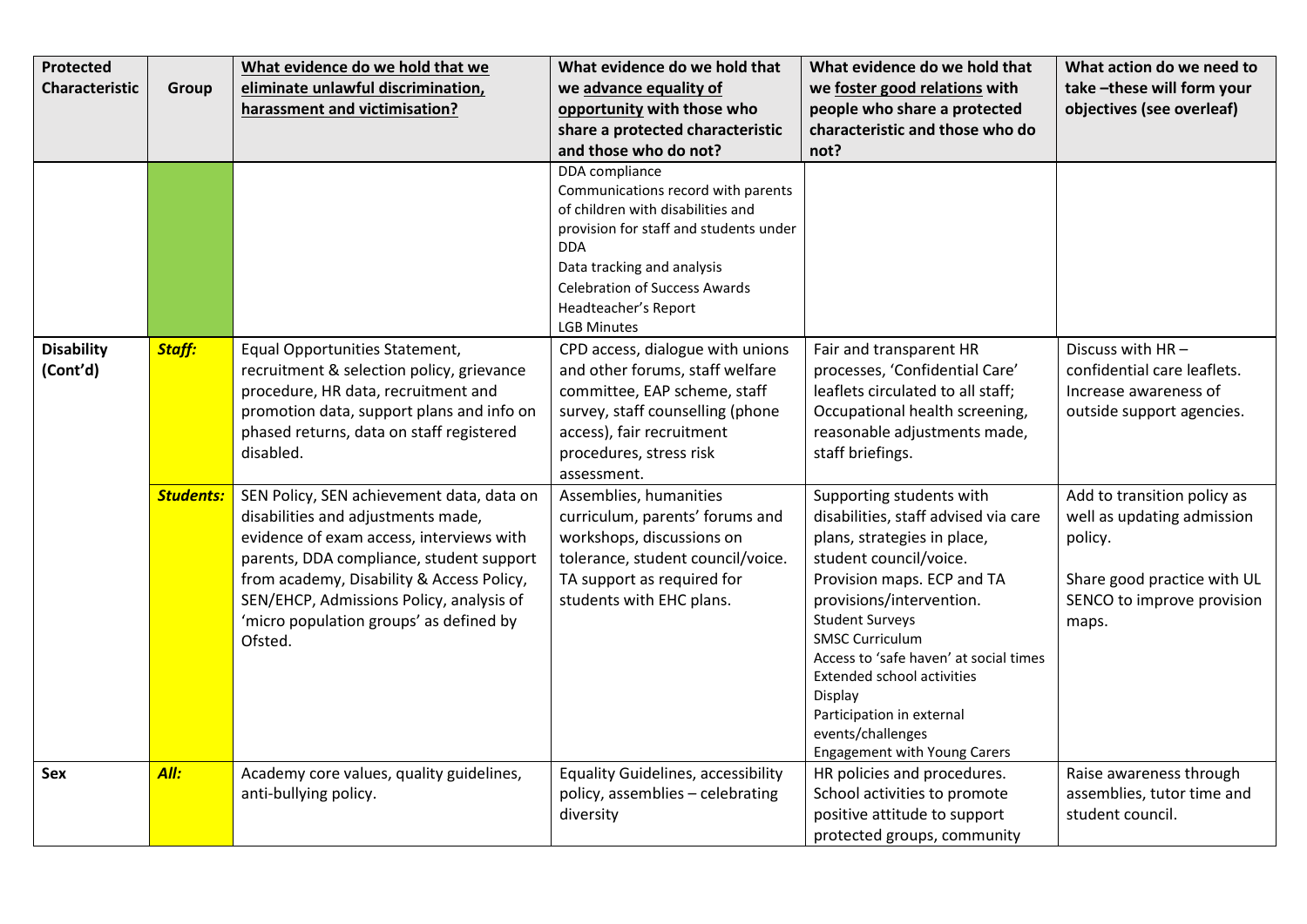| Protected Characteristic | Group | What evidence do we hold that we eliminate unlawful discrimination, harassment and victimisation? | What evidence do we hold that we advance equality of opportunity with those who share a protected characteristic and those who do not? | What evidence do we hold that we foster good relations with people who share a protected characteristic and those who do not? | What action do we need to take –these will form your objectives (see overleaf) |
|---|---|---|---|---|---|
| | | | DDA compliance<br>Communications record with parents of children with disabilities and provision for staff and students under DDA<br>Data tracking and analysis<br>Celebration of Success Awards<br>Headteacher's Report<br>LGB Minutes | | |
| **Disability (Cont'd)** | ***Staff:*** | Equal Opportunities Statement, recruitment & selection policy, grievance procedure, HR data, recruitment and promotion data, support plans and info on phased returns, data on staff registered disabled. | CPD access, dialogue with unions and other forums, staff welfare committee, EAP scheme, staff survey, staff counselling (phone access), fair recruitment procedures, stress risk assessment. | Fair and transparent HR processes, 'Confidential Care' leaflets circulated to all staff; Occupational health screening, reasonable adjustments made, staff briefings. | Discuss with HR – confidential care leaflets. Increase awareness of outside support agencies. |
| | ***Students:*** | SEN Policy, SEN achievement data, data on disabilities and adjustments made, evidence of exam access, interviews with parents, DDA compliance, student support from academy, Disability & Access Policy, SEN/EHCP, Admissions Policy, analysis of 'micro population groups' as defined by Ofsted. | Assemblies, humanities curriculum, parents' forums and workshops, discussions on tolerance, student council/voice. TA support as required for students with EHC plans. | Supporting students with disabilities, staff advised via care plans, strategies in place, student council/voice.<br>Provision maps. ECP and TA provisions/intervention.<br>Student Surveys<br>SMSC Curriculum<br>Access to 'safe haven' at social times<br>Extended school activities<br>Display<br>Participation in external events/challenges<br>Engagement with Young Carers | Add to transition policy as well as updating admission policy.<br><br>Share good practice with UL SENCO to improve provision maps. |
| **Sex** | ***All:*** | Academy core values, quality guidelines, anti-bullying policy. | Equality Guidelines, accessibility policy, assemblies – celebrating diversity | HR policies and procedures. School activities to promote positive attitude to support protected groups, community | Raise awareness through assemblies, tutor time and student council. |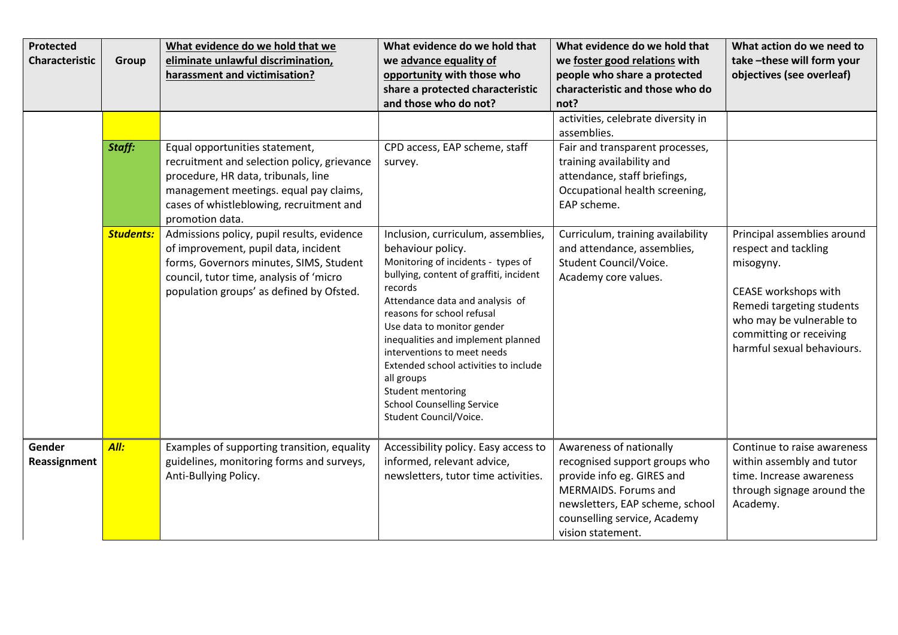| Protected Characteristic | Group | What evidence do we hold that we eliminate unlawful discrimination, harassment and victimisation? | What evidence do we hold that we advance equality of opportunity with those who share a protected characteristic and those who do not? | What evidence do we hold that we foster good relations with people who share a protected characteristic and those who do not? | What action do we need to take –these will form your objectives (see overleaf) |
|---|---|---|---|---|---|
| | | | | activities, celebrate diversity in assemblies. | |
| | ***Staff:*** | Equal opportunities statement, recruitment and selection policy, grievance procedure, HR data, tribunals, line management meetings. equal pay claims, cases of whistleblowing, recruitment and promotion data. | CPD access, EAP scheme, staff survey. | Fair and transparent processes, training availability and attendance, staff briefings, Occupational health screening, EAP scheme. | |
| | ***Students:*** | Admissions policy, pupil results, evidence of improvement, pupil data, incident forms, Governors minutes, SIMS, Student council, tutor time, analysis of 'micro population groups' as defined by Ofsted. | Inclusion, curriculum, assemblies, behaviour policy.<br>Monitoring of incidents - types of bullying, content of graffiti, incident records<br>Attendance data and analysis of reasons for school refusal<br>Use data to monitor gender inequalities and implement planned interventions to meet needs<br>Extended school activities to include all groups<br>Student mentoring<br>School Counselling Service<br>Student Council/Voice. | Curriculum, training availability and attendance, assemblies, Student Council/Voice.<br>Academy core values. | Principal assemblies around respect and tackling misogyny.<br><br>CEASE workshops with Remedi targeting students who may be vulnerable to committing or receiving harmful sexual behaviours. |
| **Gender Reassignment** | ***All:*** | Examples of supporting transition, equality guidelines, monitoring forms and surveys, Anti-Bullying Policy. | Accessibility policy. Easy access to informed, relevant advice, newsletters, tutor time activities. | Awareness of nationally recognised support groups who provide info eg. GIRES and MERMAIDS. Forums and newsletters, EAP scheme, school counselling service, Academy vision statement. | Continue to raise awareness within assembly and tutor time. Increase awareness through signage around the Academy. |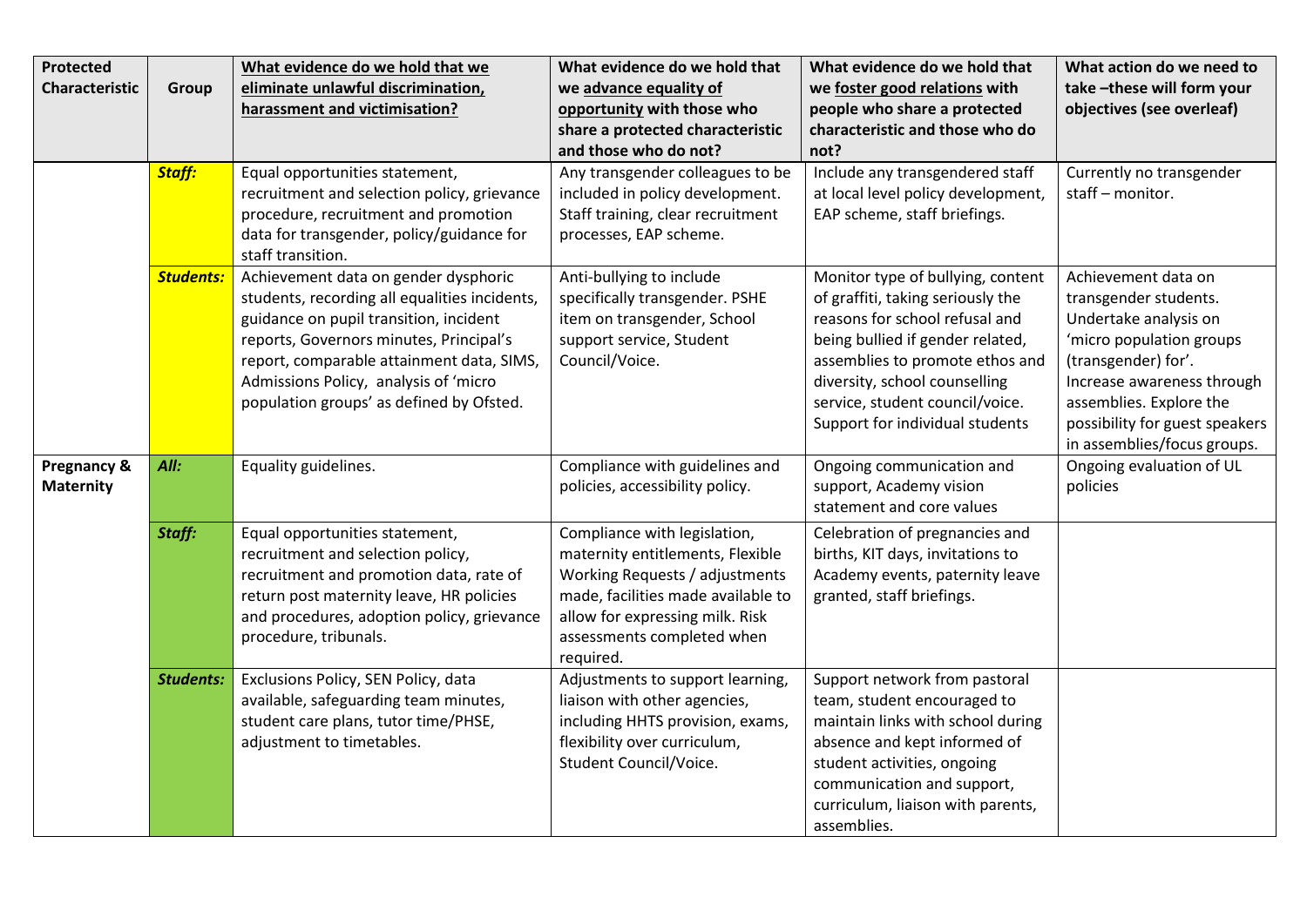| Protected Characteristic | Group | What evidence do we hold that we eliminate unlawful discrimination, harassment and victimisation? | What evidence do we hold that we advance equality of opportunity with those who share a protected characteristic and those who do not? | What evidence do we hold that we foster good relations with people who share a protected characteristic and those who do not? | What action do we need to take –these will form your objectives (see overleaf) |
|---|---|---|---|---|---|
| | ***Staff:*** | Equal opportunities statement, recruitment and selection policy, grievance procedure, recruitment and promotion data for transgender, policy/guidance for staff transition. | Any transgender colleagues to be included in policy development. Staff training, clear recruitment processes, EAP scheme. | Include any transgendered staff at local level policy development, EAP scheme, staff briefings. | Currently no transgender staff – monitor. |
| | ***Students:*** | Achievement data on gender dysphoric students, recording all equalities incidents, guidance on pupil transition, incident reports, Governors minutes, Principal's report, comparable attainment data, SIMS, Admissions Policy, analysis of 'micro population groups' as defined by Ofsted. | Anti-bullying to include specifically transgender. PSHE item on transgender, School support service, Student Council/Voice. | Monitor type of bullying, content of graffiti, taking seriously the reasons for school refusal and being bullied if gender related, assemblies to promote ethos and diversity, school counselling service, student council/voice. Support for individual students | Achievement data on transgender students. Undertake analysis on 'micro population groups (transgender) for'. Increase awareness through assemblies. Explore the possibility for guest speakers in assemblies/focus groups. |
| **Pregnancy & Maternity** | ***All:*** | Equality guidelines. | Compliance with guidelines and policies, accessibility policy. | Ongoing communication and support, Academy vision statement and core values | Ongoing evaluation of UL policies |
| | ***Staff:*** | Equal opportunities statement, recruitment and selection policy, recruitment and promotion data, rate of return post maternity leave, HR policies and procedures, adoption policy, grievance procedure, tribunals. | Compliance with legislation, maternity entitlements, Flexible Working Requests / adjustments made, facilities made available to allow for expressing milk. Risk assessments completed when required. | Celebration of pregnancies and births, KIT days, invitations to Academy events, paternity leave granted, staff briefings. | |
| | ***Students:*** | Exclusions Policy, SEN Policy, data available, safeguarding team minutes, student care plans, tutor time/PHSE, adjustment to timetables. | Adjustments to support learning, liaison with other agencies, including HHTS provision, exams, flexibility over curriculum, Student Council/Voice. | Support network from pastoral team, student encouraged to maintain links with school during absence and kept informed of student activities, ongoing communication and support, curriculum, liaison with parents, assemblies. | |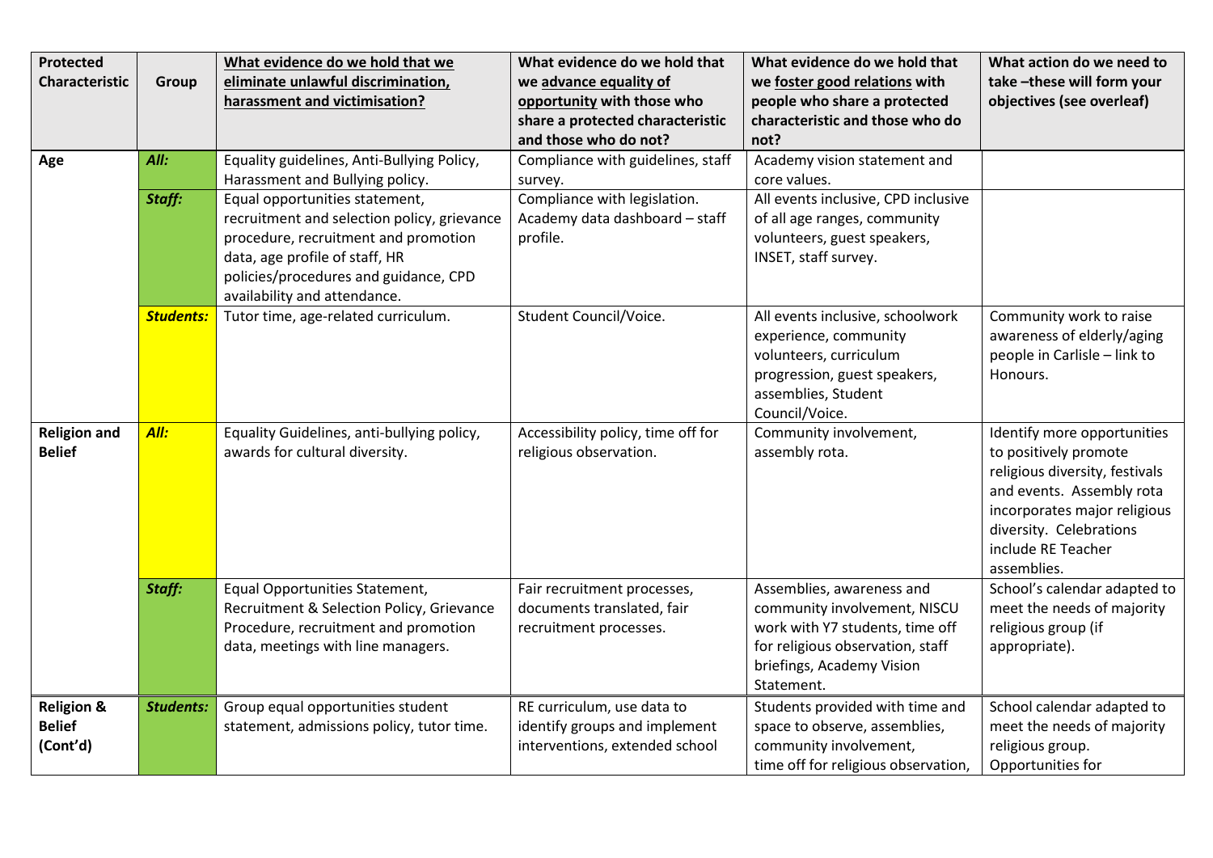| Protected Characteristic | Group | What evidence do we hold that we eliminate unlawful discrimination, harassment and victimisation? | What evidence do we hold that we advance equality of opportunity with those who share a protected characteristic and those who do not? | What evidence do we hold that we foster good relations with people who share a protected characteristic and those who do not? | What action do we need to take –these will form your objectives (see overleaf) |
|---|---|---|---|---|---|
| **Age** | ***All:*** | Equality guidelines, Anti-Bullying Policy, Harassment and Bullying policy. | Compliance with guidelines, staff survey. | Academy vision statement and core values. | |
| | ***Staff:*** | Equal opportunities statement, recruitment and selection policy, grievance procedure, recruitment and promotion data, age profile of staff, HR policies/procedures and guidance, CPD availability and attendance. | Compliance with legislation. Academy data dashboard – staff profile. | All events inclusive, CPD inclusive of all age ranges, community volunteers, guest speakers, INSET, staff survey. | |
| | ***Students:*** | Tutor time, age-related curriculum. | Student Council/Voice. | All events inclusive, schoolwork experience, community volunteers, curriculum progression, guest speakers, assemblies, Student Council/Voice. | Community work to raise awareness of elderly/aging people in Carlisle – link to Honours. |
| **Religion and Belief** | ***All:*** | Equality Guidelines, anti-bullying policy, awards for cultural diversity. | Accessibility policy, time off for religious observation. | Community involvement, assembly rota. | Identify more opportunities to positively promote religious diversity, festivals and events. Assembly rota incorporates major religious diversity. Celebrations include RE Teacher assemblies. |
| | ***Staff:*** | Equal Opportunities Statement, Recruitment & Selection Policy, Grievance Procedure, recruitment and promotion data, meetings with line managers. | Fair recruitment processes, documents translated, fair recruitment processes. | Assemblies, awareness and community involvement, NISCU work with Y7 students, time off for religious observation, staff briefings, Academy Vision Statement. | School's calendar adapted to meet the needs of majority religious group (if appropriate). |
| **Religion & Belief (Cont'd)** | ***Students:*** | Group equal opportunities student statement, admissions policy, tutor time. | RE curriculum, use data to identify groups and implement interventions, extended school | Students provided with time and space to observe, assemblies, community involvement, time off for religious observation, | School calendar adapted to meet the needs of majority religious group. Opportunities for |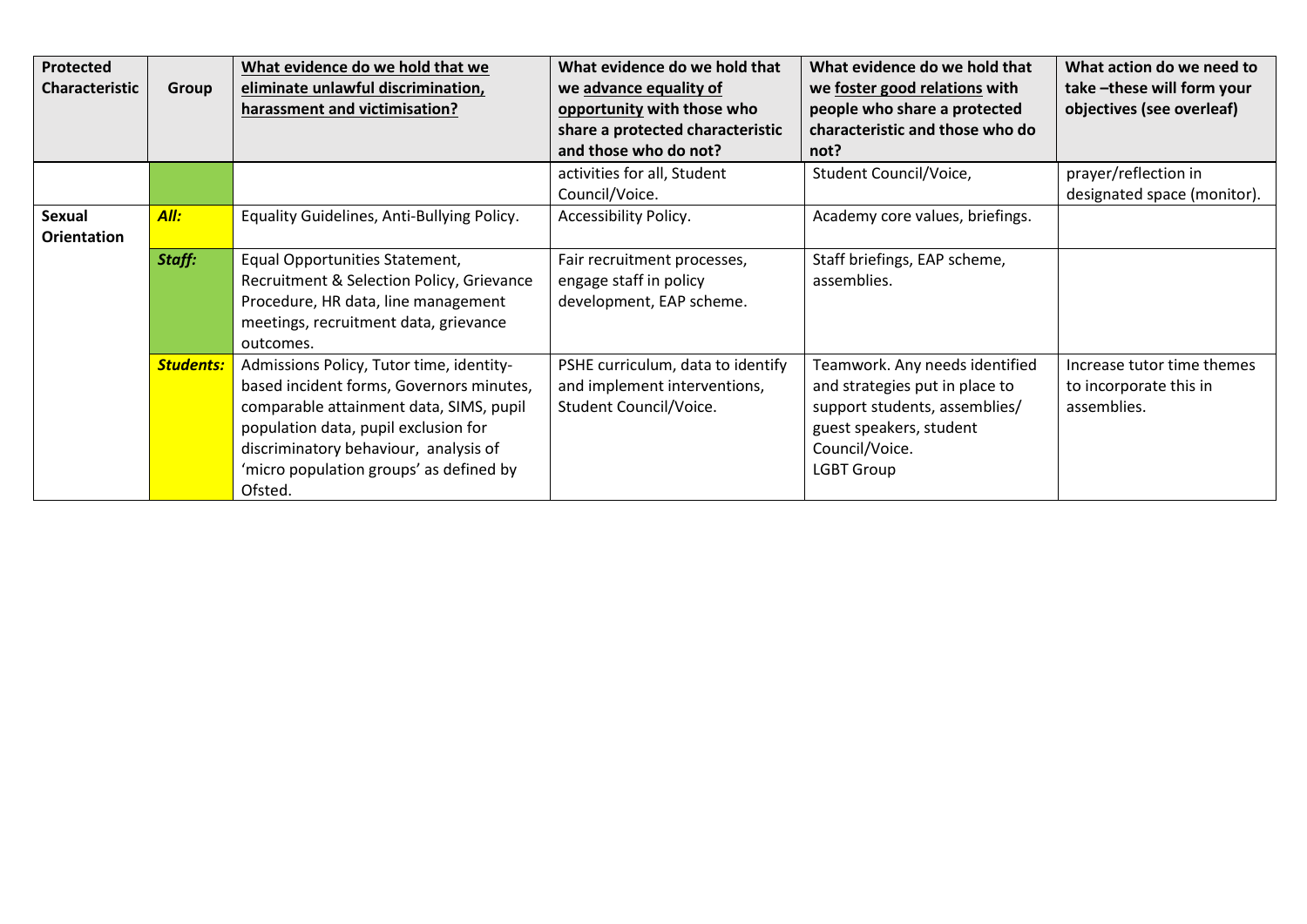| Protected Characteristic | Group | What evidence do we hold that we eliminate unlawful discrimination, harassment and victimisation? | What evidence do we hold that we advance equality of opportunity with those who share a protected characteristic and those who do not? | What evidence do we hold that we foster good relations with people who share a protected characteristic and those who do not? | What action do we need to take –these will form your objectives (see overleaf) |
|---|---|---|---|---|---|
| | | | activities for all, Student Council/Voice. | Student Council/Voice, | prayer/reflection in designated space (monitor). |
| **Sexual Orientation** | ***All:*** | Equality Guidelines, Anti-Bullying Policy. | Accessibility Policy. | Academy core values, briefings. | |
| | ***Staff:*** | Equal Opportunities Statement, Recruitment & Selection Policy, Grievance Procedure, HR data, line management meetings, recruitment data, grievance outcomes. | Fair recruitment processes, engage staff in policy development, EAP scheme. | Staff briefings, EAP scheme, assemblies. | |
| | ***Students:*** | Admissions Policy, Tutor time, identity-based incident forms, Governors minutes, comparable attainment data, SIMS, pupil population data, pupil exclusion for discriminatory behaviour, analysis of 'micro population groups' as defined by Ofsted. | PSHE curriculum, data to identify and implement interventions, Student Council/Voice. | Teamwork. Any needs identified and strategies put in place to support students, assemblies/ guest speakers, student Council/Voice. LGBT Group | Increase tutor time themes to incorporate this in assemblies. |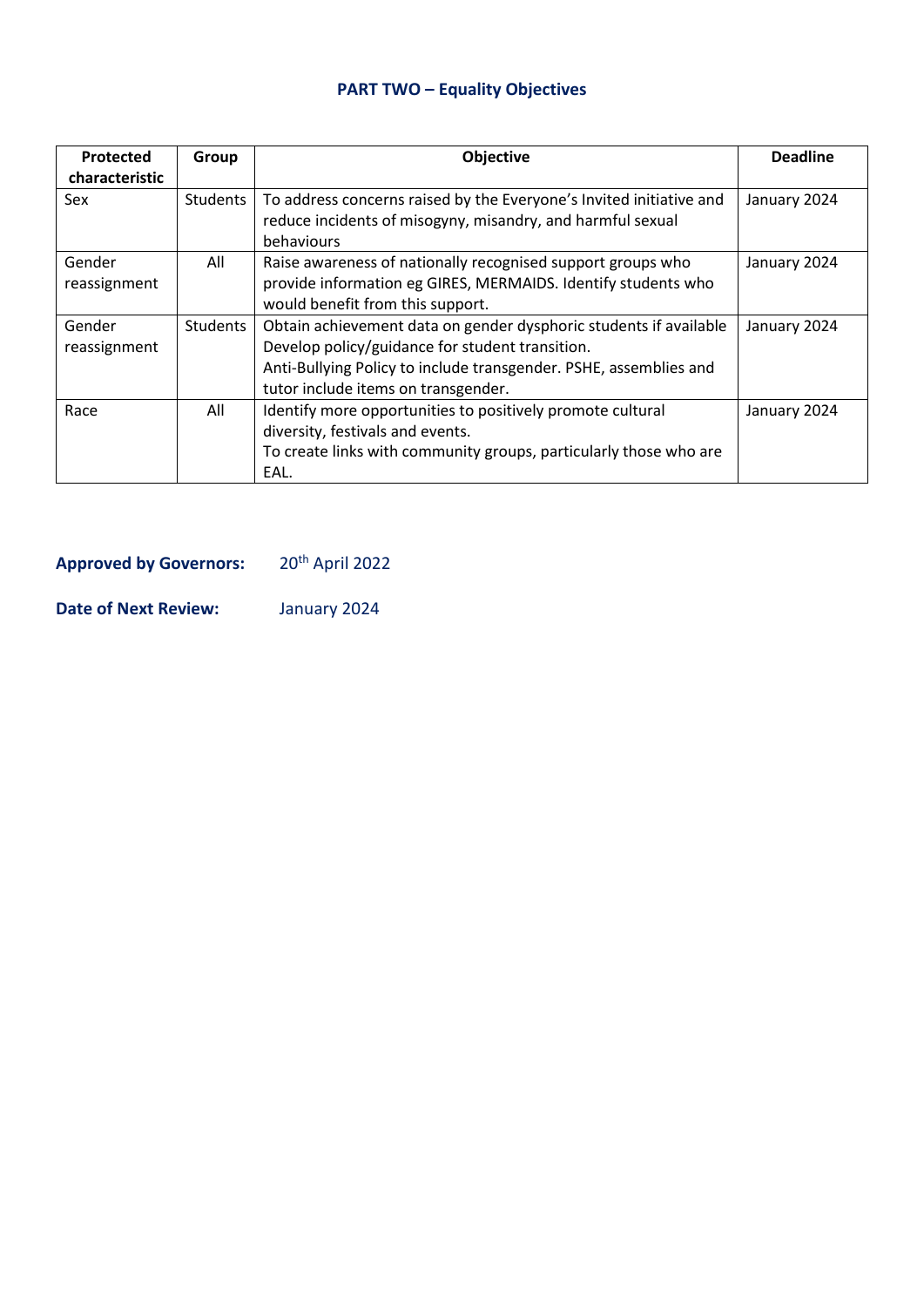## PART TWO – Equality Objectives

| Protected characteristic | Group | Objective | Deadline |
|---|---|---|---|
| Sex | Students | To address concerns raised by the Everyone's Invited initiative and reduce incidents of misogyny, misandry, and harmful sexual behaviours | January 2024 |
| Gender reassignment | All | Raise awareness of nationally recognised support groups who provide information eg GIRES, MERMAIDS. Identify students who would benefit from this support. | January 2024 |
| Gender reassignment | Students | Obtain achievement data on gender dysphoric students if available Develop policy/guidance for student transition. Anti-Bullying Policy to include transgender. PSHE, assemblies and tutor include items on transgender. | January 2024 |
| Race | All | Identify more opportunities to positively promote cultural diversity, festivals and events. To create links with community groups, particularly those who are EAL. | January 2024 |

**Approved by Governors:** 20th April 2022

**Date of Next Review:** January 2024